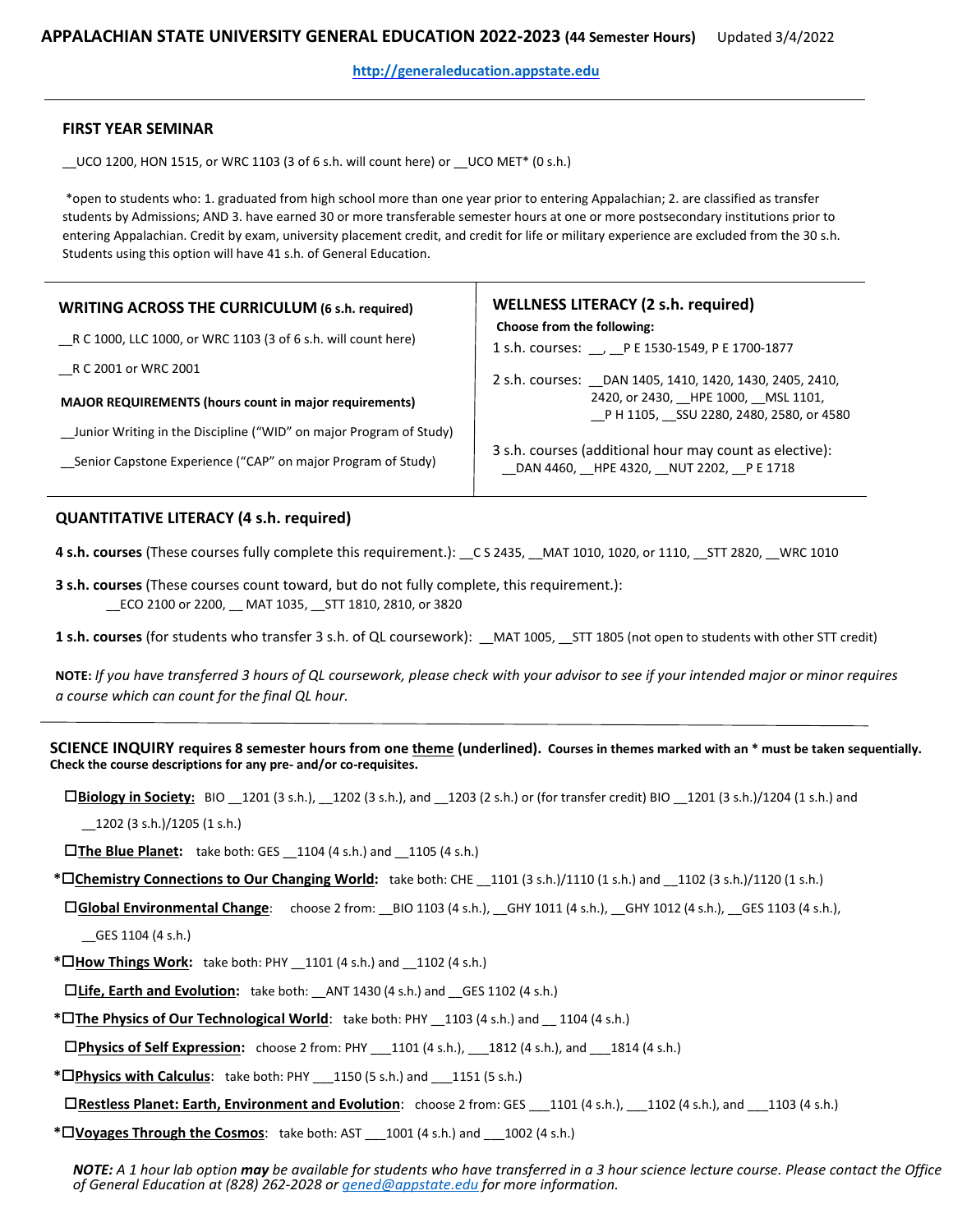# APPALACHIAN STATE UNIVERSITY GENERAL EDUCATION 2022-2023 (44 Semester Hours)

Updated 3/4/2022

http://generaleducation.appstate.edu

## FIRST YEAR SEMINAR

__UCO 1200, HON 1515, or WRC 1103 (3 of 6 s.h. will count here) or __UCO MET* (0 s.h.)

*open to students who: 1. graduated from high school more than one year prior to entering Appalachian; 2. are classified as transfer students by Admissions; AND 3. have earned 30 or more transferable semester hours at one or more postsecondary institutions prior to entering Appalachian. Credit by exam, university placement credit, and credit for life or military experience are excluded from the 30 s.h. Students using this option will have 41 s.h. of General Education.

## WRITING ACROSS THE CURRICULUM (6 s.h. required)

__R C 1000, LLC 1000, or WRC 1103 (3 of 6 s.h. will count here)

__R C 2001 or WRC 2001

**MAJOR REQUIREMENTS (hours count in major requirements)**

__Junior Writing in the Discipline ("WID" on major Program of Study)

__Senior Capstone Experience ("CAP" on major Program of Study)

## WELLNESS LITERACY (2 s.h. required)

**Choose from the following:**

1 s.h. courses: __, __P E 1530-1549, P E 1700-1877

2 s.h. courses: __DAN 1405, 1410, 1420, 1430, 2405, 2410, 2420, or 2430, __HPE 1000, __MSL 1101, __P H 1105, __SSU 2280, 2480, 2580, or 4580

3 s.h. courses (additional hour may count as elective): __DAN 4460, __HPE 4320, __NUT 2202, __P E 1718

## QUANTITATIVE LITERACY (4 s.h. required)

**4 s.h. courses** (These courses fully complete this requirement.): __C S 2435, __MAT 1010, 1020, or 1110, __STT 2820, __WRC 1010

**3 s.h. courses** (These courses count toward, but do not fully complete, this requirement.): __ECO 2100 or 2200, __ MAT 1035, __STT 1810, 2810, or 3820

**1 s.h. courses** (for students who transfer 3 s.h. of QL coursework): __MAT 1005, __STT 1805 (not open to students with other STT credit)

**NOTE:** *If you have transferred 3 hours of QL coursework, please check with your advisor to see if your intended major or minor requires a course which can count for the final QL hour.*

## SCIENCE INQUIRY requires 8 semester hours from one theme (underlined). Courses in themes marked with an * must be taken sequentially. Check the course descriptions for any pre- and/or co-requisites.

☐**Biology in Society:** BIO __1201 (3 s.h.), __1202 (3 s.h.), and __1203 (2 s.h.) or (for transfer credit) BIO __1201 (3 s.h.)/1204 (1 s.h.) and __1202 (3 s.h.)/1205 (1 s.h.)

☐**The Blue Planet:** take both: GES __1104 (4 s.h.) and __1105 (4 s.h.)

*☐**Chemistry Connections to Our Changing World:** take both: CHE __1101 (3 s.h.)/1110 (1 s.h.) and __1102 (3 s.h.)/1120 (1 s.h.)

☐**Global Environmental Change**: choose 2 from: __BIO 1103 (4 s.h.), __GHY 1011 (4 s.h.), __GHY 1012 (4 s.h.), __GES 1103 (4 s.h.), __GES 1104 (4 s.h.)

*☐**How Things Work:** take both: PHY __1101 (4 s.h.) and __1102 (4 s.h.)

☐**Life, Earth and Evolution:** take both: __ANT 1430 (4 s.h.) and __GES 1102 (4 s.h.)

*☐**The Physics of Our Technological World**: take both: PHY __1103 (4 s.h.) and __ 1104 (4 s.h.)

☐**Physics of Self Expression:** choose 2 from: PHY ___1101 (4 s.h.), ___1812 (4 s.h.), and ___1814 (4 s.h.)

*☐**Physics with Calculus**: take both: PHY ___1150 (5 s.h.) and ___1151 (5 s.h.)

☐**Restless Planet: Earth, Environment and Evolution**: choose 2 from: GES ___1101 (4 s.h.), ___1102 (4 s.h.), and ___1103 (4 s.h.)

*☐**Voyages Through the Cosmos**: take both: AST ___1001 (4 s.h.) and ___1002 (4 s.h.)

***NOTE:*** *A 1 hour lab option **may** be available for students who have transferred in a 3 hour science lecture course. Please contact the Office of General Education at (828) 262-2028 or gened@appstate.edu for more information.*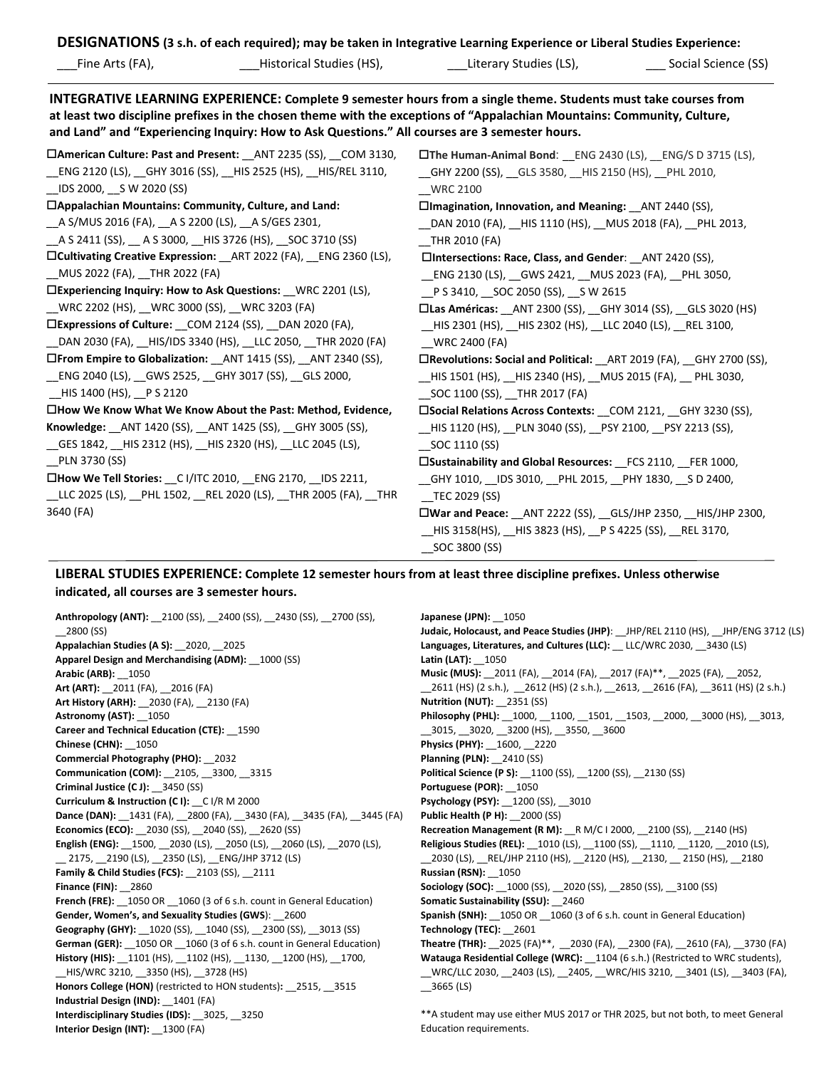**DESIGNATIONS (3 s.h. of each required); may be taken in Integrative Learning Experience or Liberal Studies Experience:**

___Fine Arts (FA), ___Historical Studies (HS), ___Literary Studies (LS), ___ Social Science (SS)

**INTEGRATIVE LEARNING EXPERIENCE: Complete 9 semester hours from a single theme. Students must take courses from at least two discipline prefixes in the chosen theme with the exceptions of "Appalachian Mountains: Community, Culture, and Land" and "Experiencing Inquiry: How to Ask Questions." All courses are 3 semester hours.**

☐**American Culture: Past and Present:** __ANT 2235 (SS), __COM 3130, __ENG 2120 (LS), __GHY 3016 (SS), __HIS 2525 (HS), __HIS/REL 3110, __IDS 2000, __S W 2020 (SS)

☐**Appalachian Mountains: Community, Culture, and Land:** __A S/MUS 2016 (FA), __A S 2200 (LS), __A S/GES 2301, __A S 2411 (SS), __ A S 3000, __HIS 3726 (HS), __SOC 3710 (SS)

☐**Cultivating Creative Expression:** __ART 2022 (FA), __ENG 2360 (LS), __MUS 2022 (FA), __THR 2022 (FA)

☐**Experiencing Inquiry: How to Ask Questions:** __WRC 2201 (LS), __WRC 2202 (HS), __WRC 3000 (SS), __WRC 3203 (FA)

☐**Expressions of Culture:** __COM 2124 (SS), __DAN 2020 (FA), __DAN 2030 (FA), __HIS/IDS 3340 (HS), __LLC 2050, __THR 2020 (FA)

☐**From Empire to Globalization:** __ANT 1415 (SS), __ANT 2340 (SS), __ENG 2040 (LS), __GWS 2525, __GHY 3017 (SS), __GLS 2000, __HIS 1400 (HS), __P S 2120

☐**How We Know What We Know About the Past: Method, Evidence, Knowledge:** __ANT 1420 (SS), __ANT 1425 (SS), __GHY 3005 (SS), __GES 1842, __HIS 2312 (HS), __HIS 2320 (HS), __LLC 2045 (LS), __PLN 3730 (SS)

☐**How We Tell Stories:** __C I/ITC 2010, __ENG 2170, __IDS 2211, __LLC 2025 (LS), __PHL 1502, __REL 2020 (LS), __THR 2005 (FA), __THR 3640 (FA)

☐**The Human-Animal Bond**: __ENG 2430 (LS), __ENG/S D 3715 (LS), __GHY 2200 (SS), __GLS 3580, __HIS 2150 (HS), __PHL 2010, __WRC 2100

☐**Imagination, Innovation, and Meaning:** __ANT 2440 (SS), __DAN 2010 (FA), __HIS 1110 (HS), __MUS 2018 (FA), __PHL 2013, __THR 2010 (FA)

☐**Intersections: Race, Class, and Gender**: __ANT 2420 (SS), __ENG 2130 (LS), __GWS 2421, __MUS 2023 (FA), __PHL 3050, __P S 3410, __SOC 2050 (SS), __S W 2615

☐**Las Américas:** __ANT 2300 (SS), __GHY 3014 (SS), __GLS 3020 (HS) __HIS 2301 (HS), __HIS 2302 (HS), __LLC 2040 (LS), __REL 3100, __WRC 2400 (FA)

☐**Revolutions: Social and Political:** __ART 2019 (FA), __GHY 2700 (SS), __HIS 1501 (HS), __HIS 2340 (HS), __MUS 2015 (FA), __ PHL 3030, __SOC 1100 (SS), __THR 2017 (FA)

☐**Social Relations Across Contexts:** __COM 2121, __GHY 3230 (SS), __HIS 1120 (HS), __PLN 3040 (SS), __PSY 2100, __PSY 2213 (SS), __SOC 1110 (SS)

☐**Sustainability and Global Resources:** __FCS 2110, __FER 1000, __GHY 1010, __IDS 3010, __PHL 2015, __PHY 1830, __S D 2400, __TEC 2029 (SS)

☐**War and Peace:** __ANT 2222 (SS), __GLS/JHP 2350, __HIS/JHP 2300, __HIS 3158(HS), __HIS 3823 (HS), __P S 4225 (SS), __REL 3170, __SOC 3800 (SS)

**LIBERAL STUDIES EXPERIENCE: Complete 12 semester hours from at least three discipline prefixes. Unless otherwise indicated, all courses are 3 semester hours.**

**Anthropology (ANT):** __2100 (SS), __2400 (SS), __2430 (SS), __2700 (SS), __2800 (SS)
**Appalachian Studies (A S):** __2020, __2025
**Apparel Design and Merchandising (ADM):** __1000 (SS)
**Arabic (ARB):** __1050
**Art (ART):** __2011 (FA), __2016 (FA)
**Art History (ARH):** __2030 (FA), __2130 (FA)
**Astronomy (AST):** __1050
**Career and Technical Education (CTE):** __1590
**Chinese (CHN):** __1050
**Commercial Photography (PHO):** __2032
**Communication (COM):** __2105, __3300, __3315
**Criminal Justice (C J):** __3450 (SS)
**Curriculum & Instruction (C I):** __C I/R M 2000
**Dance (DAN):** __1431 (FA), __2800 (FA), __3430 (FA), __3435 (FA), __3445 (FA)
**Economics (ECO):** __2030 (SS), __2040 (SS), __2620 (SS)
**English (ENG):** __1500, __2030 (LS), __2050 (LS), __2060 (LS), __2070 (LS), __ 2175, __2190 (LS), __2350 (LS), __ENG/JHP 3712 (LS)
**Family & Child Studies (FCS):** __2103 (SS), __2111
**Finance (FIN):** __2860
**French (FRE):** __1050 OR __1060 (3 of 6 s.h. count in General Education)
**Gender, Women's, and Sexuality Studies (GWS**): __2600
**Geography (GHY):** __1020 (SS), __1040 (SS), __2300 (SS), __3013 (SS)
**German (GER):** __1050 OR __1060 (3 of 6 s.h. count in General Education)
**History (HIS):** __1101 (HS), __1102 (HS), __1130, __1200 (HS), __1700, __HIS/WRC 3210, __3350 (HS), __3728 (HS)
**Honors College (HON)** (restricted to HON students)**:** __2515, __3515
**Industrial Design (IND):** __1401 (FA)
**Interdisciplinary Studies (IDS):** __3025, __3250
**Interior Design (INT):** __1300 (FA)
**Japanese (JPN):** __1050
**Judaic, Holocaust, and Peace Studies (JHP)**: __JHP/REL 2110 (HS), __JHP/ENG 3712 (LS)
**Languages, Literatures, and Cultures (LLC):** __ LLC/WRC 2030, __3430 (LS)
**Latin (LAT):** __1050
**Music (MUS):** __2011 (FA), __2014 (FA), __2017 (FA)**, __2025 (FA), __2052, __2611 (HS) (2 s.h.), __2612 (HS) (2 s.h.), __2613, __2616 (FA), __3611 (HS) (2 s.h.)
**Nutrition (NUT):** __2351 (SS)
**Philosophy (PHL):** __1000, __1100, __1501, __1503, __2000, __3000 (HS), __3013, __3015, __3020, __3200 (HS), __3550, __3600
**Physics (PHY):** __1600, __2220
**Planning (PLN):** __2410 (SS)
**Political Science (P S):** __1100 (SS), __1200 (SS), __2130 (SS)
**Portuguese (POR):** __1050
**Psychology (PSY):** __1200 (SS), __3010
**Public Health (P H):** __2000 (SS)
**Recreation Management (R M):** __R M/C I 2000, __2100 (SS), __2140 (HS)
**Religious Studies (REL):** __1010 (LS), __1100 (SS), __1110, __1120, __2010 (LS), __2030 (LS), __REL/JHP 2110 (HS), __2120 (HS), __2130, __ 2150 (HS), __2180
**Russian (RSN):** __1050
**Sociology (SOC):** __1000 (SS), __2020 (SS), __2850 (SS), __3100 (SS)
**Somatic Sustainability (SSU):** __2460
**Spanish (SNH):** __1050 OR __1060 (3 of 6 s.h. count in General Education)
**Technology (TEC):** __2601
**Theatre (THR):** __2025 (FA)**, __2030 (FA), __2300 (FA), __2610 (FA), __3730 (FA)
**Watauga Residential College (WRC):** __1104 (6 s.h.) (Restricted to WRC students), __WRC/LLC 2030, __2403 (LS), __2405, __WRC/HIS 3210, __3401 (LS), __3403 (FA), __3665 (LS)

**A student may use either MUS 2017 or THR 2025, but not both, to meet General Education requirements.